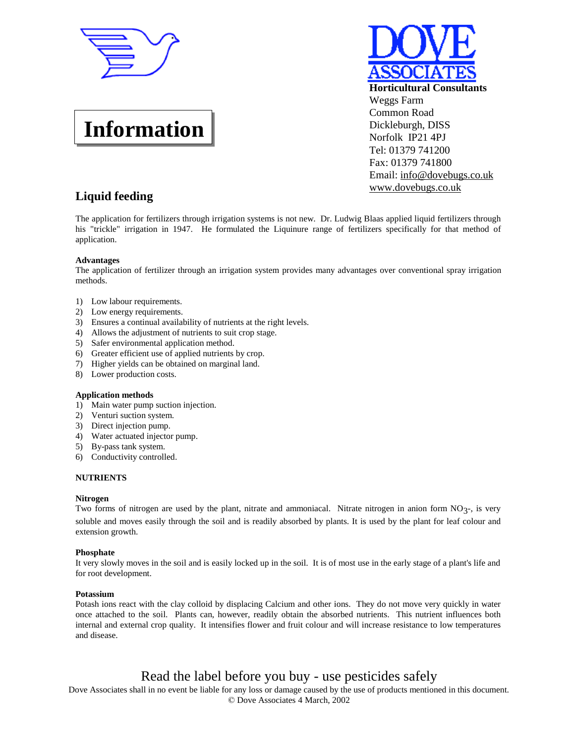# Information

**DOVE ASSOCIATES**

**Horticultural Consultants**
Weggs Farm
Common Road
Dickleburgh, DISS
Norfolk IP21 4PJ
Tel: 01379 741200
Fax: 01379 741800
Email: info@dovebugs.co.uk
www.dovebugs.co.uk

## Liquid feeding

The application for fertilizers through irrigation systems is not new. Dr. Ludwig Blaas applied liquid fertilizers through his "trickle" irrigation in 1947. He formulated the Liquinure range of fertilizers specifically for that method of application.

**Advantages**

The application of fertilizer through an irrigation system provides many advantages over conventional spray irrigation methods.

1) Low labour requirements.
2) Low energy requirements.
3) Ensures a continual availability of nutrients at the right levels.
4) Allows the adjustment of nutrients to suit crop stage.
5) Safer environmental application method.
6) Greater efficient use of applied nutrients by crop.
7) Higher yields can be obtained on marginal land.
8) Lower production costs.

**Application methods**

1) Main water pump suction injection.
2) Venturi suction system.
3) Direct injection pump.
4) Water actuated injector pump.
5) By-pass tank system.
6) Conductivity controlled.

**NUTRIENTS**

**Nitrogen**

Two forms of nitrogen are used by the plant, nitrate and ammoniacal. Nitrate nitrogen in anion form $NO_3$-, is very soluble and moves easily through the soil and is readily absorbed by plants. It is used by the plant for leaf colour and extension growth.

**Phosphate**

It very slowly moves in the soil and is easily locked up in the soil. It is of most use in the early stage of a plant's life and for root development.

**Potassium**

Potash ions react with the clay colloid by displacing Calcium and other ions. They do not move very quickly in water once attached to the soil. Plants can, however, readily obtain the absorbed nutrients. This nutrient influences both internal and external crop quality. It intensifies flower and fruit colour and will increase resistance to low temperatures and disease.

Read the label before you buy - use pesticides safely

Dove Associates shall in no event be liable for any loss or damage caused by the use of products mentioned in this document.
© Dove Associates 4 March, 2002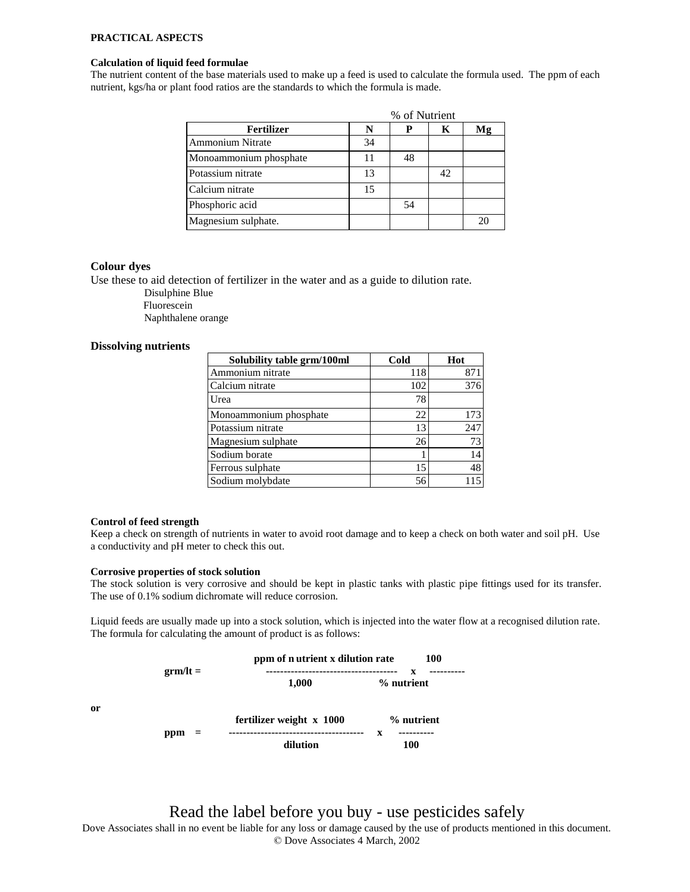**PRACTICAL ASPECTS**

**Calculation of liquid feed formulae**

The nutrient content of the base materials used to make up a feed is used to calculate the formula used. The ppm of each nutrient, kgs/ha or plant food ratios are the standards to which the formula is made.

| | % of Nutrient | | | |
|---|---|---|---|---|
| **Fertilizer** | **N** | **P** | **K** | **Mg** |
| Ammonium Nitrate | 34 | | | |
| Monoammonium phosphate | 11 | 48 | | |
| Potassium nitrate | 13 | | 42 | |
| Calcium nitrate | 15 | | | |
| Phosphoric acid | | 54 | | |
| Magnesium sulphate. | | | | 20 |

### Colour dyes

Use these to aid detection of fertilizer in the water and as a guide to dilution rate.

- Disulphine Blue
- Fluorescein
- Naphthalene orange

### Dissolving nutrients

| Solubility table grm/100ml | Cold | Hot |
|---|---|---|
| Ammonium nitrate | 118 | 871 |
| Calcium nitrate | 102 | 376 |
| Urea | 78 | |
| Monoammonium phosphate | 22 | 173 |
| Potassium nitrate | 13 | 247 |
| Magnesium sulphate | 26 | 73 |
| Sodium borate | 1 | 14 |
| Ferrous sulphate | 15 | 48 |
| Sodium molybdate | 56 | 115 |

**Control of feed strength**

Keep a check on strength of nutrients in water to avoid root damage and to keep a check on both water and soil pH. Use a conductivity and pH meter to check this out.

**Corrosive properties of stock solution**

The stock solution is very corrosive and should be kept in plastic tanks with plastic pipe fittings used for its transfer. The use of 0.1% sodium dichromate will reduce corrosion.

Liquid feeds are usually made up into a stock solution, which is injected into the water flow at a recognised dilution rate. The formula for calculating the amount of product is as follows:

$$\text{grm/lt} = \frac{\text{ppm of nutrient} \times \text{dilution rate}}{1{,}000} \times \frac{100}{\%\text{ nutrient}}$$

or

$$\text{ppm} = \frac{\text{fertilizer weight} \times 1000}{\text{dilution}} \times \frac{\%\text{ nutrient}}{100}$$

Read the label before you buy - use pesticides safely

Dove Associates shall in no event be liable for any loss or damage caused by the use of products mentioned in this document.

© Dove Associates 4 March, 2002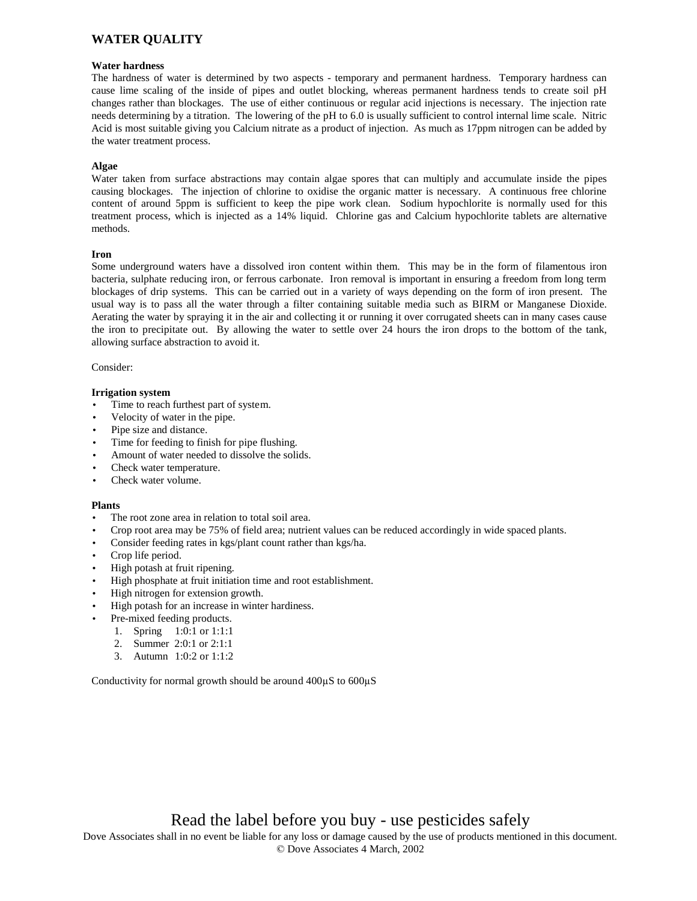## WATER QUALITY

**Water hardness**

The hardness of water is determined by two aspects - temporary and permanent hardness. Temporary hardness can cause lime scaling of the inside of pipes and outlet blocking, whereas permanent hardness tends to create soil pH changes rather than blockages. The use of either continuous or regular acid injections is necessary. The injection rate needs determining by a titration. The lowering of the pH to 6.0 is usually sufficient to control internal lime scale. Nitric Acid is most suitable giving you Calcium nitrate as a product of injection. As much as 17ppm nitrogen can be added by the water treatment process.

**Algae**

Water taken from surface abstractions may contain algae spores that can multiply and accumulate inside the pipes causing blockages. The injection of chlorine to oxidise the organic matter is necessary. A continuous free chlorine content of around 5ppm is sufficient to keep the pipe work clean. Sodium hypochlorite is normally used for this treatment process, which is injected as a 14% liquid. Chlorine gas and Calcium hypochlorite tablets are alternative methods.

**Iron**

Some underground waters have a dissolved iron content within them. This may be in the form of filamentous iron bacteria, sulphate reducing iron, or ferrous carbonate. Iron removal is important in ensuring a freedom from long term blockages of drip systems. This can be carried out in a variety of ways depending on the form of iron present. The usual way is to pass all the water through a filter containing suitable media such as BIRM or Manganese Dioxide. Aerating the water by spraying it in the air and collecting it or running it over corrugated sheets can in many cases cause the iron to precipitate out. By allowing the water to settle over 24 hours the iron drops to the bottom of the tank, allowing surface abstraction to avoid it.

Consider:

**Irrigation system**

- Time to reach furthest part of system.
- Velocity of water in the pipe.
- Pipe size and distance.
- Time for feeding to finish for pipe flushing.
- Amount of water needed to dissolve the solids.
- Check water temperature.
- Check water volume.

**Plants**

- The root zone area in relation to total soil area.
- Crop root area may be 75% of field area; nutrient values can be reduced accordingly in wide spaced plants.
- Consider feeding rates in kgs/plant count rather than kgs/ha.
- Crop life period.
- High potash at fruit ripening.
- High phosphate at fruit initiation time and root establishment.
- High nitrogen for extension growth.
- High potash for an increase in winter hardiness.
- Pre-mixed feeding products.
  1. Spring 1:0:1 or 1:1:1
  2. Summer 2:0:1 or 2:1:1
  3. Autumn 1:0:2 or 1:1:2

Conductivity for normal growth should be around 400µS to 600µS

Read the label before you buy - use pesticides safely

Dove Associates shall in no event be liable for any loss or damage caused by the use of products mentioned in this document.

© Dove Associates 4 March, 2002